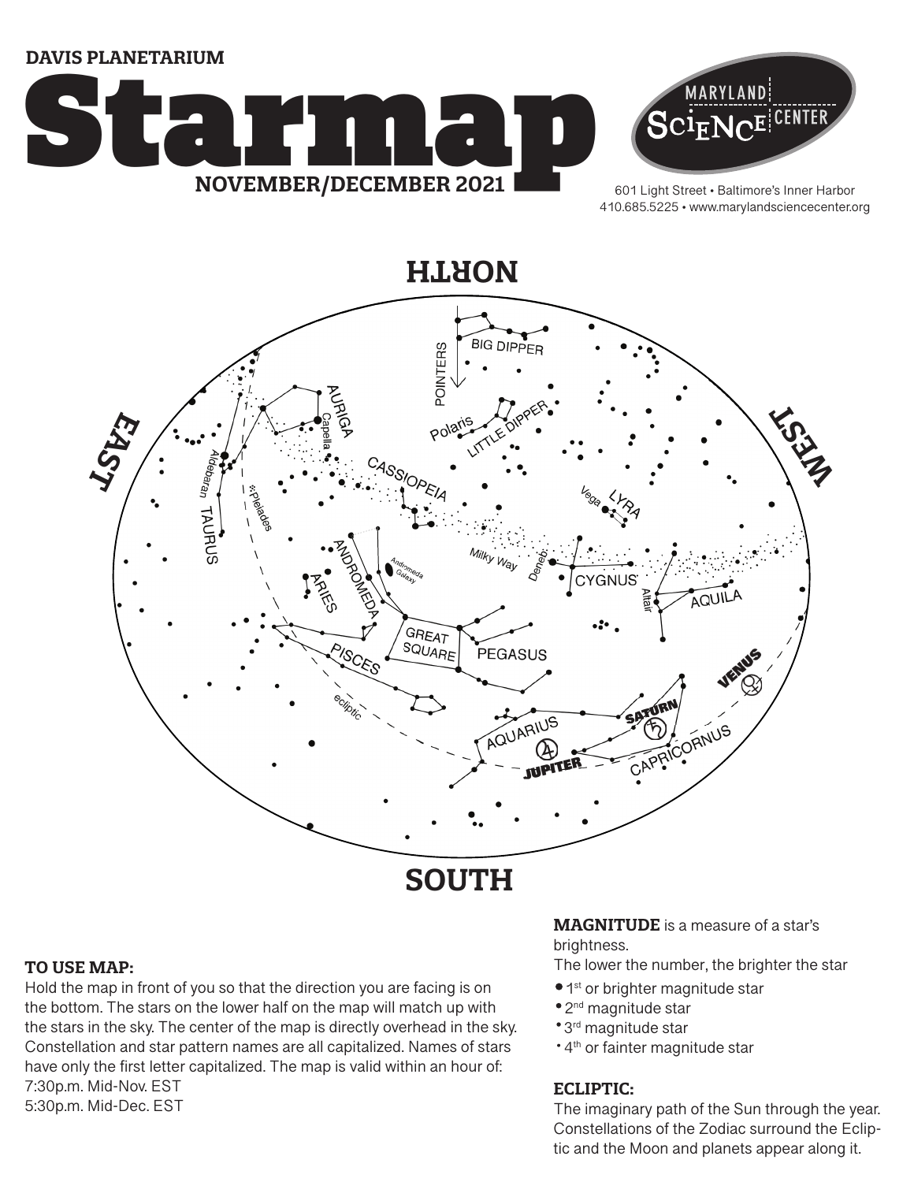DAVIS PLANETARIUM

# Starmap

**NOVEMBER/DECEMBER 2021**

MARYLAND SCIENCE CENTER

601 Light Street • Baltimore's Inner Harbor
410.685.5225 • www.marylandsciencecenter.org

NORTH

EAST

WEST

SOUTH

BIG DIPPER
POINTERS
Polaris
LITTLE DIPPER
AURIGA
Capella
Aldebaran
TAURUS
Pleiades
CASSIOPEIA
LYRA
Vega
Milky Way
Deneb
CYGNUS
Altair
AQUILA
ANDROMEDA
Andromeda Galaxy
ARIES
GREAT SQUARE
PEGASUS
PISCES
ecliptic
AQUARIUS
JUPITER
SATURN
CAPRICORNUS
VENUS

### TO USE MAP:

Hold the map in front of you so that the direction you are facing is on the bottom. The stars on the lower half on the map will match up with the stars in the sky. The center of the map is directly overhead in the sky. Constellation and star pattern names are all capitalized. Names of stars have only the first letter capitalized. The map is valid within an hour of:
7:30p.m. Mid-Nov. EST
5:30p.m. Mid-Dec. EST

**MAGNITUDE** is a measure of a star's brightness.
The lower the number, the brighter the star

- 1st or brighter magnitude star
- 2nd magnitude star
- 3rd magnitude star
- 4th or fainter magnitude star

### ECLIPTIC:

The imaginary path of the Sun through the year. Constellations of the Zodiac surround the Ecliptic and the Moon and planets appear along it.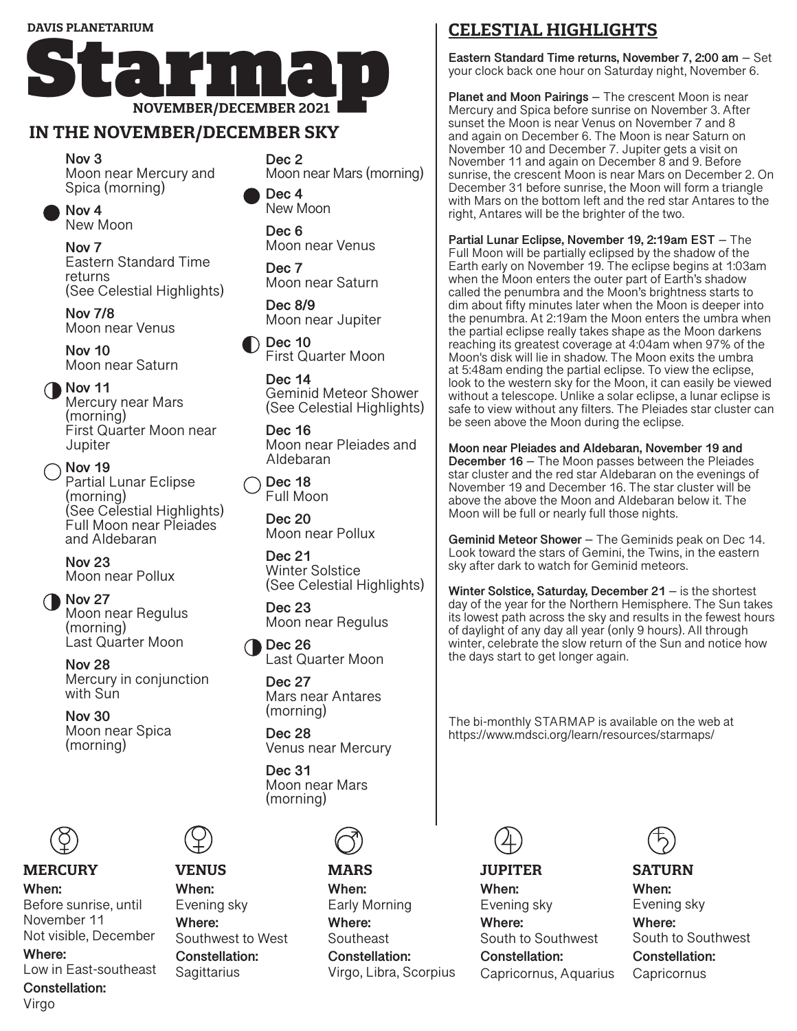DAVIS PLANETARIUM

# Starmap

NOVEMBER/DECEMBER 2021

## IN THE NOVEMBER/DECEMBER SKY

**Nov 3**
Moon near Mercury and Spica (morning)

**Nov 4**
New Moon

**Nov 7**
Eastern Standard Time returns
(See Celestial Highlights)

**Nov 7/8**
Moon near Venus

**Nov 10**
Moon near Saturn

**Nov 11**
Mercury near Mars (morning)
First Quarter Moon near Jupiter

**Nov 19**
Partial Lunar Eclipse (morning)
(See Celestial Highlights)
Full Moon near Pleiades and Aldebaran

**Nov 23**
Moon near Pollux

**Nov 27**
Moon near Regulus (morning)
Last Quarter Moon

**Nov 28**
Mercury in conjunction with Sun

**Nov 30**
Moon near Spica (morning)

**Dec 2**
Moon near Mars (morning)

**Dec 4**
New Moon

**Dec 6**
Moon near Venus

**Dec 7**
Moon near Saturn

**Dec 8/9**
Moon near Jupiter

**Dec 10**
First Quarter Moon

**Dec 14**
Geminid Meteor Shower
(See Celestial Highlights)

**Dec 16**
Moon near Pleiades and Aldebaran

**Dec 18**
Full Moon

**Dec 20**
Moon near Pollux

**Dec 21**
Winter Solstice
(See Celestial Highlights)

**Dec 23**
Moon near Regulus

**Dec 26**
Last Quarter Moon

**Dec 27**
Mars near Antares (morning)

**Dec 28**
Venus near Mercury

**Dec 31**
Moon near Mars (morning)

## CELESTIAL HIGHLIGHTS

**Eastern Standard Time returns, November 7, 2:00 am** – Set your clock back one hour on Saturday night, November 6.

**Planet and Moon Pairings** – The crescent Moon is near Mercury and Spica before sunrise on November 3. After sunset the Moon is near Venus on November 7 and 8 and again on December 6. The Moon is near Saturn on November 10 and December 7. Jupiter gets a visit on November 11 and again on December 8 and 9. Before sunrise, the crescent Moon is near Mars on December 2. On December 31 before sunrise, the Moon will form a triangle with Mars on the bottom left and the red star Antares to the right, Antares will be the brighter of the two.

**Partial Lunar Eclipse, November 19, 2:19am EST** – The Full Moon will be partially eclipsed by the shadow of the Earth early on November 19. The eclipse begins at 1:03am when the Moon enters the outer part of Earth's shadow called the penumbra and the Moon's brightness starts to dim about fifty minutes later when the Moon is deeper into the penumbra. At 2:19am the Moon enters the umbra when the partial eclipse really takes shape as the Moon darkens reaching its greatest coverage at 4:04am when 97% of the Moon's disk will lie in shadow. The Moon exits the umbra at 5:48am ending the partial eclipse. To view the eclipse, look to the western sky for the Moon, it can easily be viewed without a telescope. Unlike a solar eclipse, a lunar eclipse is safe to view without any filters. The Pleiades star cluster can be seen above the Moon during the eclipse.

**Moon near Pleiades and Aldebaran, November 19 and December 16** – The Moon passes between the Pleiades star cluster and the red star Aldebaran on the evenings of November 19 and December 16. The star cluster will be above the above the Moon and Aldebaran below it. The Moon will be full or nearly full those nights.

**Geminid Meteor Shower** – The Geminids peak on Dec 14. Look toward the stars of Gemini, the Twins, in the eastern sky after dark to watch for Geminid meteors.

**Winter Solstice, Saturday, December 21** – is the shortest day of the year for the Northern Hemisphere. The Sun takes its lowest path across the sky and results in the fewest hours of daylight of any day all year (only 9 hours). All through winter, celebrate the slow return of the Sun and notice how the days start to get longer again.

The bi-monthly STARMAP is available on the web at https://www.mdsci.org/learn/resources/starmaps/

### MERCURY

**When:**
Before sunrise, until November 11
Not visible, December

**Where:**
Low in East-southeast

**Constellation:**
Virgo

### VENUS

**When:**
Evening sky

**Where:**
Southwest to West

**Constellation:**
Sagittarius

### MARS

**When:**
Early Morning

**Where:**
Southeast

**Constellation:**
Virgo, Libra, Scorpius

### JUPITER

**When:**
Evening sky

**Where:**
South to Southwest

**Constellation:**
Capricornus, Aquarius

### SATURN

**When:**
Evening sky

**Where:**
South to Southwest

**Constellation:**
Capricornus